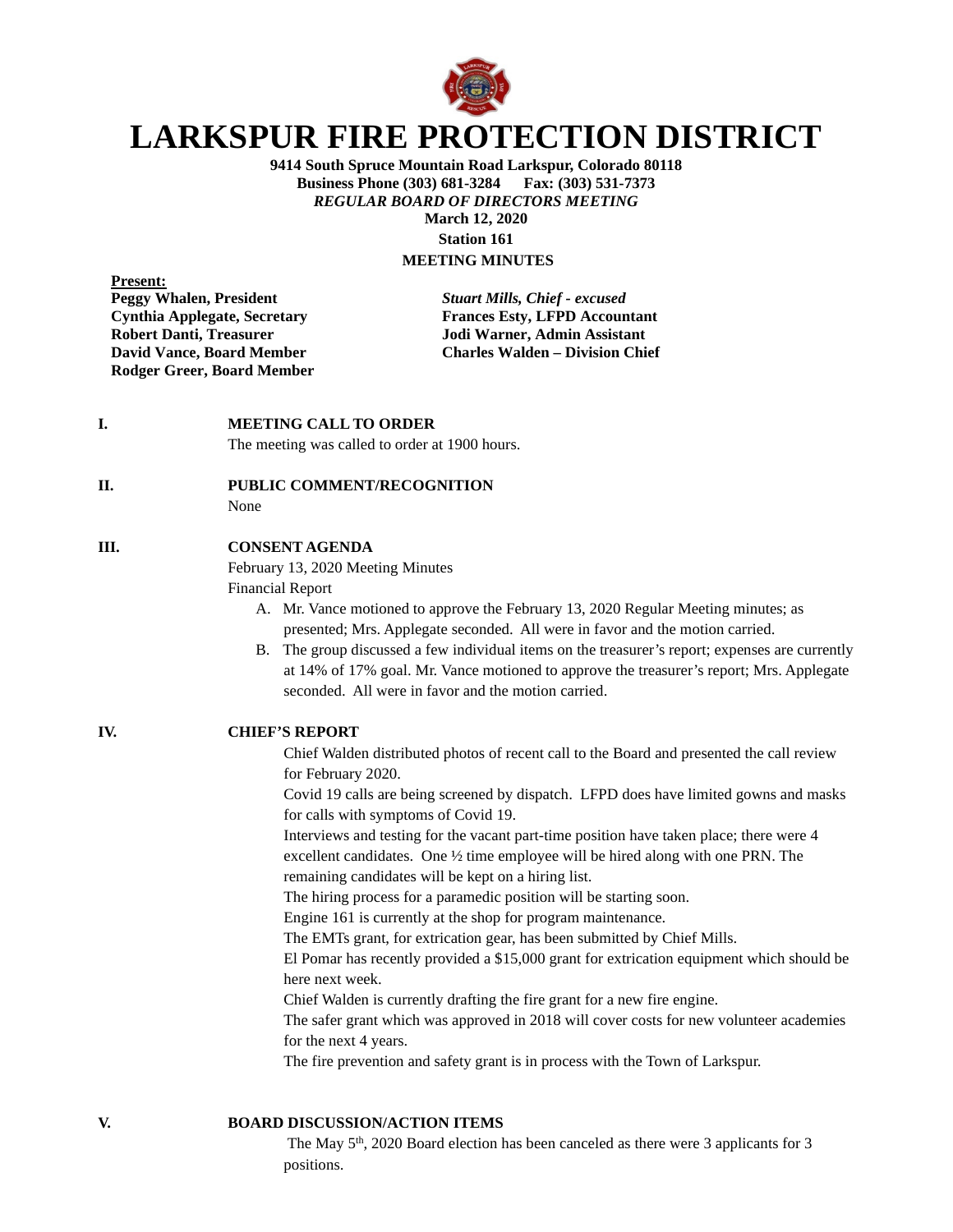# LARKSPUR FIRE PROTECTION DISTRICT

**9414 South Spruce Mountain Road Larkspur, Colorado 80118**
**Business Phone (303) 681-3284 Fax: (303) 531-7373**
***REGULAR BOARD OF DIRECTORS MEETING***
**March 12, 2020**
**Station 161**
**MEETING MINUTES**

**Present:**

**Peggy Whalen, President**
**Cynthia Applegate, Secretary**
**Robert Danti, Treasurer**
**David Vance, Board Member**
**Rodger Greer, Board Member**

***Stuart Mills, Chief - excused***
**Frances Esty, LFPD Accountant**
**Jodi Warner, Admin Assistant**
**Charles Walden – Division Chief**

**I. MEETING CALL TO ORDER**

The meeting was called to order at 1900 hours.

**II. PUBLIC COMMENT/RECOGNITION**

None

**III. CONSENT AGENDA**

February 13, 2020 Meeting Minutes
Financial Report

A. Mr. Vance motioned to approve the February 13, 2020 Regular Meeting minutes; as presented; Mrs. Applegate seconded. All were in favor and the motion carried.
B. The group discussed a few individual items on the treasurer's report; expenses are currently at 14% of 17% goal. Mr. Vance motioned to approve the treasurer's report; Mrs. Applegate seconded. All were in favor and the motion carried.

**IV. CHIEF'S REPORT**

Chief Walden distributed photos of recent call to the Board and presented the call review for February 2020.
Covid 19 calls are being screened by dispatch. LFPD does have limited gowns and masks for calls with symptoms of Covid 19.
Interviews and testing for the vacant part-time position have taken place; there were 4 excellent candidates. One ½ time employee will be hired along with one PRN. The remaining candidates will be kept on a hiring list.
The hiring process for a paramedic position will be starting soon.
Engine 161 is currently at the shop for program maintenance.
The EMTs grant, for extrication gear, has been submitted by Chief Mills.
El Pomar has recently provided a $15,000 grant for extrication equipment which should be here next week.
Chief Walden is currently drafting the fire grant for a new fire engine.
The safer grant which was approved in 2018 will cover costs for new volunteer academies for the next 4 years.
The fire prevention and safety grant is in process with the Town of Larkspur.

**V. BOARD DISCUSSION/ACTION ITEMS**

The May 5th, 2020 Board election has been canceled as there were 3 applicants for 3 positions.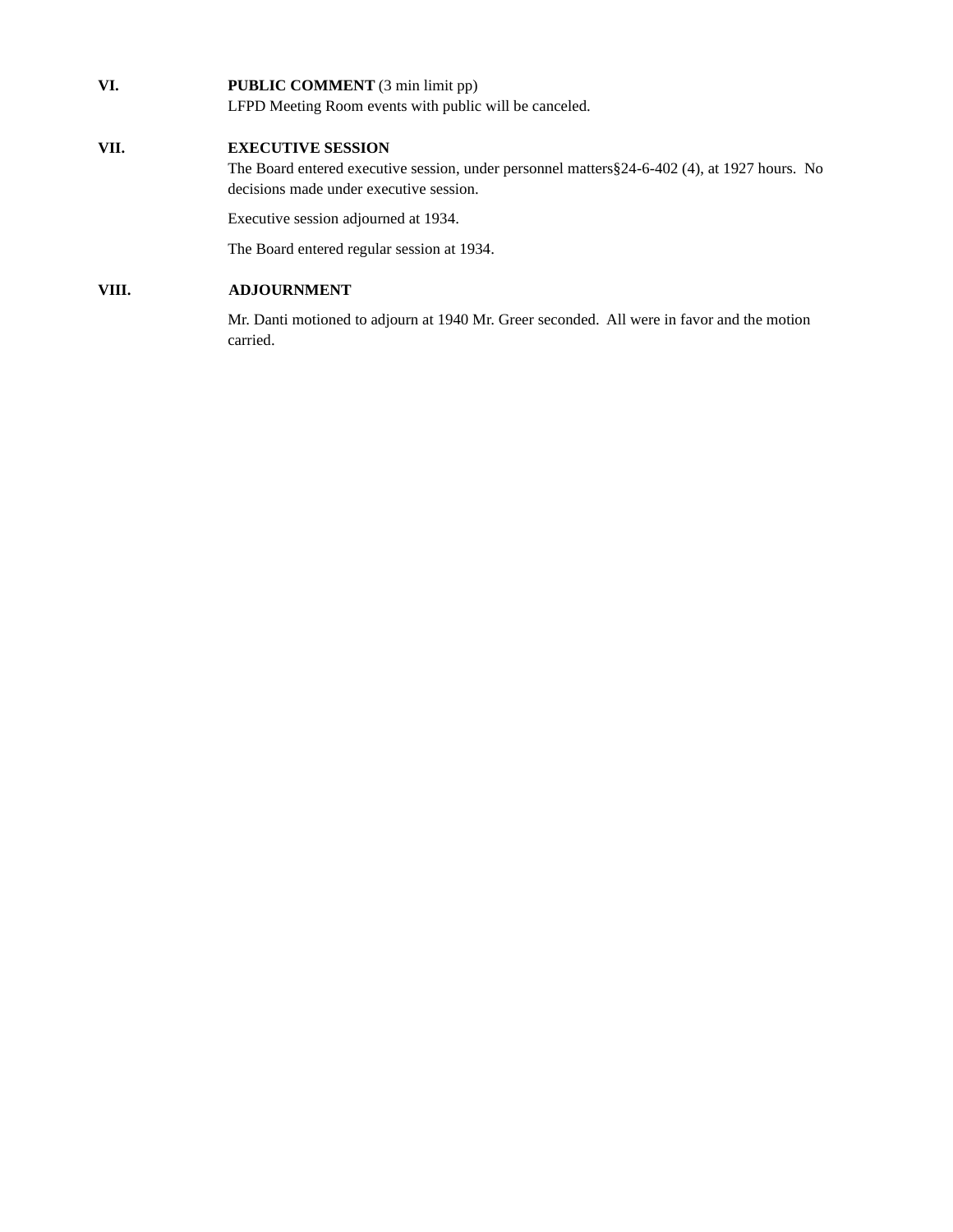**VI. PUBLIC COMMENT** (3 min limit pp)

LFPD Meeting Room events with public will be canceled.

**VII. EXECUTIVE SESSION**

The Board entered executive session, under personnel matters§24-6-402 (4), at 1927 hours. No decisions made under executive session.

Executive session adjourned at 1934.

The Board entered regular session at 1934.

**VIII. ADJOURNMENT**

Mr. Danti motioned to adjourn at 1940 Mr. Greer seconded. All were in favor and the motion carried.